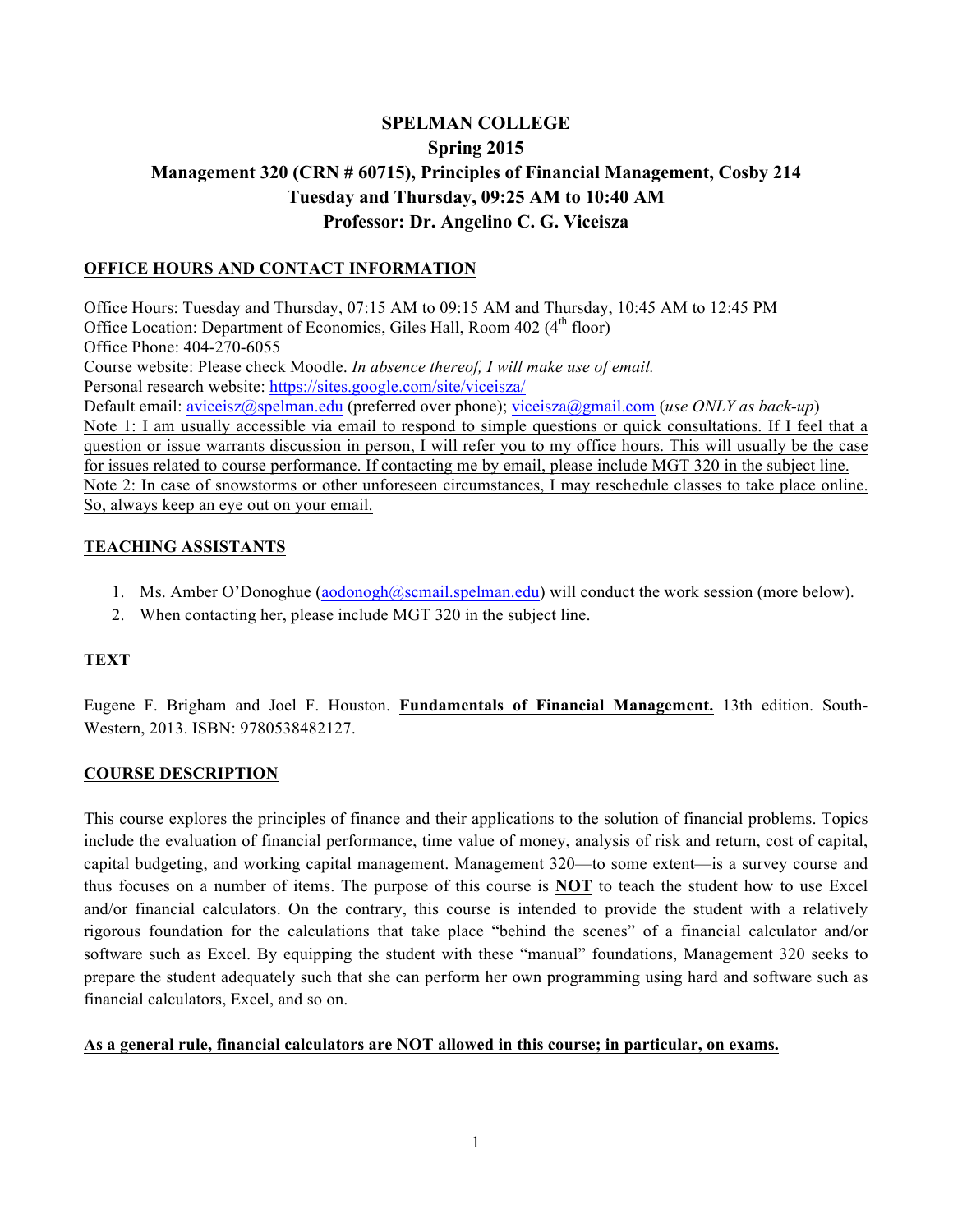# SPELMAN COLLEGE

## Spring 2015

## Management 320 (CRN # 60715), Principles of Financial Management, Cosby 214

## Tuesday and Thursday, 09:25 AM to 10:40 AM

## Professor: Dr. Angelino C. G. Viceisza

### OFFICE HOURS AND CONTACT INFORMATION

Office Hours: Tuesday and Thursday, 07:15 AM to 09:15 AM and Thursday, 10:45 AM to 12:45 PM
Office Location: Department of Economics, Giles Hall, Room 402 (4th floor)
Office Phone: 404-270-6055
Course website: Please check Moodle. *In absence thereof, I will make use of email.*
Personal research website: https://sites.google.com/site/viceisza/
Default email: aviceisz@spelman.edu (preferred over phone); viceisza@gmail.com (*use ONLY as back-up*)
Note 1: I am usually accessible via email to respond to simple questions or quick consultations. If I feel that a question or issue warrants discussion in person, I will refer you to my office hours. This will usually be the case for issues related to course performance. If contacting me by email, please include MGT 320 in the subject line.
Note 2: In case of snowstorms or other unforeseen circumstances, I may reschedule classes to take place online. So, always keep an eye out on your email.

### TEACHING ASSISTANTS

1. Ms. Amber O'Donoghue (aodonogh@scmail.spelman.edu) will conduct the work session (more below).
2. When contacting her, please include MGT 320 in the subject line.

### TEXT

Eugene F. Brigham and Joel F. Houston. **Fundamentals of Financial Management.** 13th edition. South-Western, 2013. ISBN: 9780538482127.

### COURSE DESCRIPTION

This course explores the principles of finance and their applications to the solution of financial problems. Topics include the evaluation of financial performance, time value of money, analysis of risk and return, cost of capital, capital budgeting, and working capital management. Management 320—to some extent—is a survey course and thus focuses on a number of items. The purpose of this course is **NOT** to teach the student how to use Excel and/or financial calculators. On the contrary, this course is intended to provide the student with a relatively rigorous foundation for the calculations that take place "behind the scenes" of a financial calculator and/or software such as Excel. By equipping the student with these "manual" foundations, Management 320 seeks to prepare the student adequately such that she can perform her own programming using hard and software such as financial calculators, Excel, and so on.

**As a general rule, financial calculators are NOT allowed in this course; in particular, on exams.**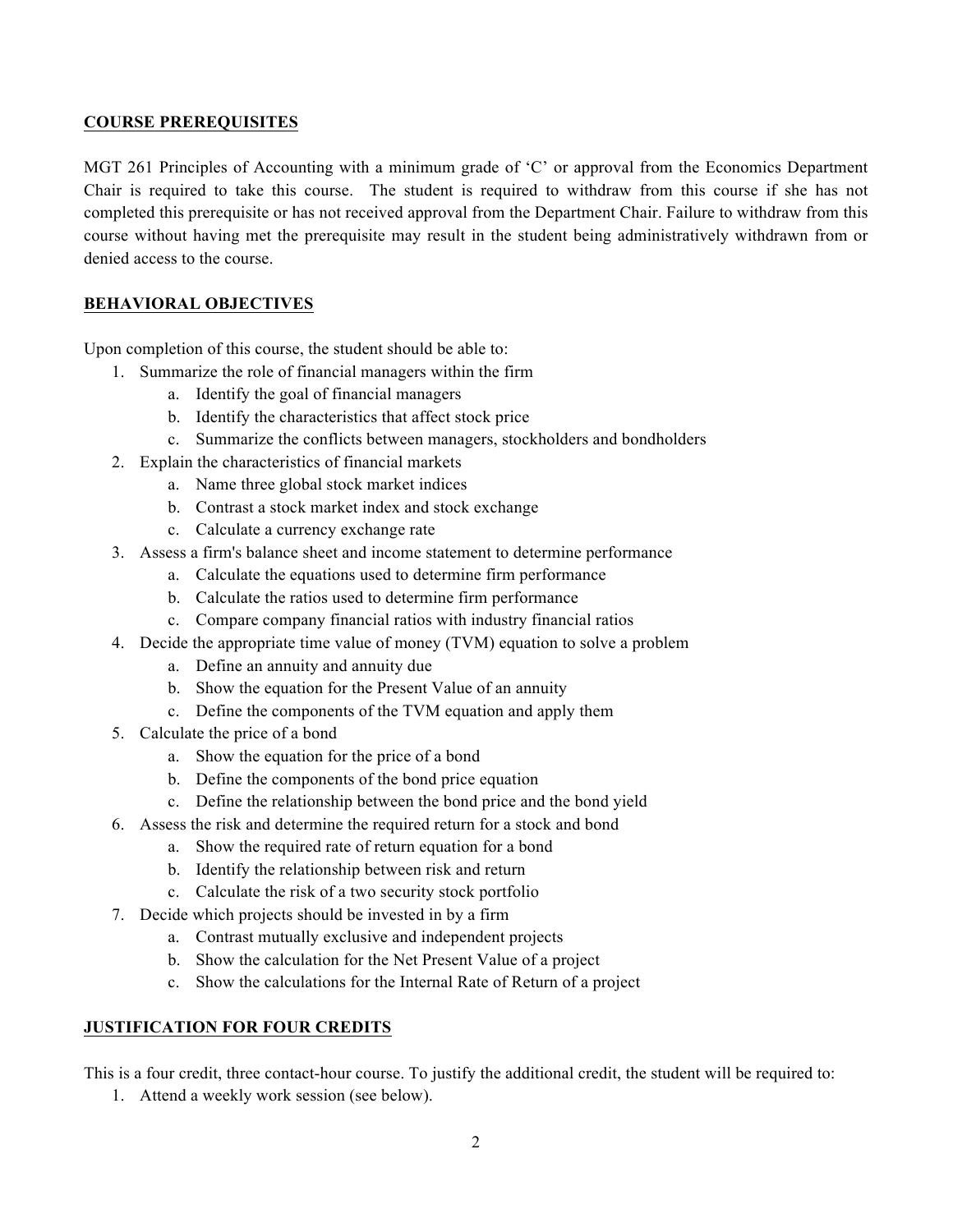## COURSE PREREQUISITES

MGT 261 Principles of Accounting with a minimum grade of 'C' or approval from the Economics Department Chair is required to take this course. The student is required to withdraw from this course if she has not completed this prerequisite or has not received approval from the Department Chair. Failure to withdraw from this course without having met the prerequisite may result in the student being administratively withdrawn from or denied access to the course.

## BEHAVIORAL OBJECTIVES

Upon completion of this course, the student should be able to:

1. Summarize the role of financial managers within the firm
    a. Identify the goal of financial managers
    b. Identify the characteristics that affect stock price
    c. Summarize the conflicts between managers, stockholders and bondholders
2. Explain the characteristics of financial markets
    a. Name three global stock market indices
    b. Contrast a stock market index and stock exchange
    c. Calculate a currency exchange rate
3. Assess a firm's balance sheet and income statement to determine performance
    a. Calculate the equations used to determine firm performance
    b. Calculate the ratios used to determine firm performance
    c. Compare company financial ratios with industry financial ratios
4. Decide the appropriate time value of money (TVM) equation to solve a problem
    a. Define an annuity and annuity due
    b. Show the equation for the Present Value of an annuity
    c. Define the components of the TVM equation and apply them
5. Calculate the price of a bond
    a. Show the equation for the price of a bond
    b. Define the components of the bond price equation
    c. Define the relationship between the bond price and the bond yield
6. Assess the risk and determine the required return for a stock and bond
    a. Show the required rate of return equation for a bond
    b. Identify the relationship between risk and return
    c. Calculate the risk of a two security stock portfolio
7. Decide which projects should be invested in by a firm
    a. Contrast mutually exclusive and independent projects
    b. Show the calculation for the Net Present Value of a project
    c. Show the calculations for the Internal Rate of Return of a project

## JUSTIFICATION FOR FOUR CREDITS

This is a four credit, three contact-hour course. To justify the additional credit, the student will be required to:

1. Attend a weekly work session (see below).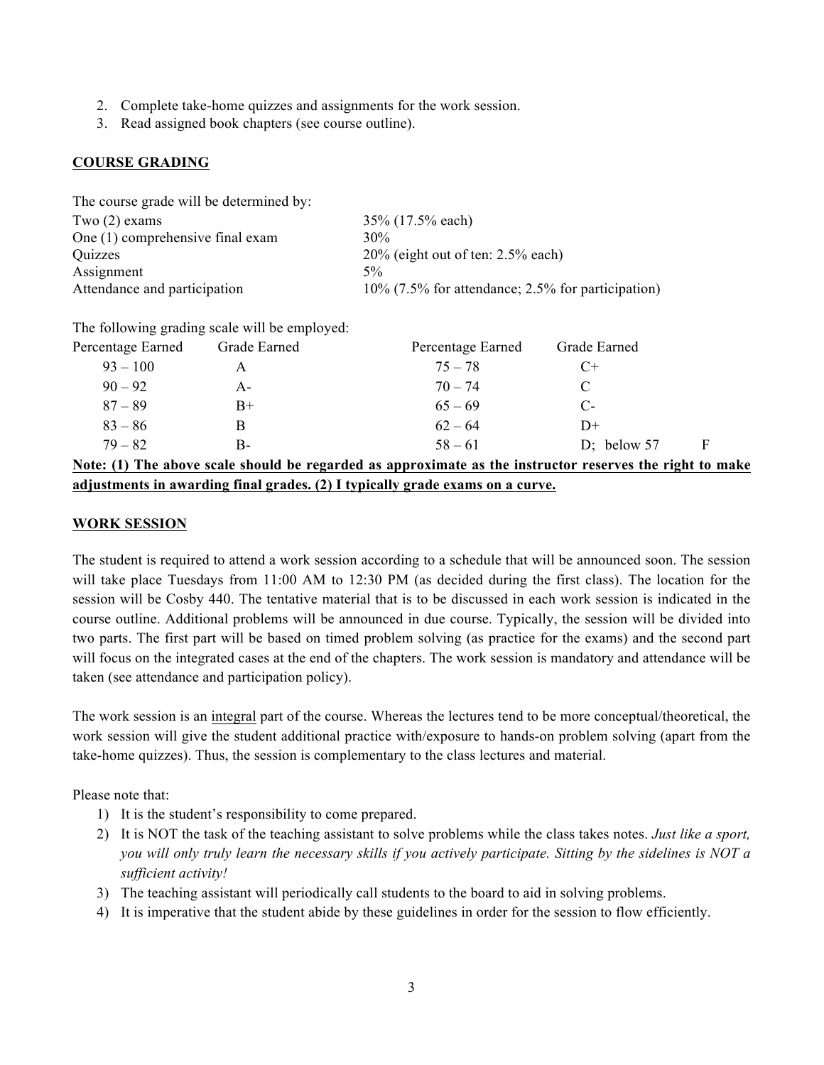2. Complete take-home quizzes and assignments for the work session.
3. Read assigned book chapters (see course outline).

## COURSE GRADING

The course grade will be determined by:

| | |
|---|---|
| Two (2) exams | 35% (17.5% each) |
| One (1) comprehensive final exam | 30% |
| Quizzes | 20% (eight out of ten: 2.5% each) |
| Assignment | 5% |
| Attendance and participation | 10% (7.5% for attendance; 2.5% for participation) |

The following grading scale will be employed:

| Percentage Earned | Grade Earned | Percentage Earned | Grade Earned |
|---|---|---|---|
| 93 – 100 | A | 75 – 78 | C+ |
| 90 – 92 | A- | 70 – 74 | C |
| 87 – 89 | B+ | 65 – 69 | C- |
| 83 – 86 | B | 62 – 64 | D+ |
| 79 – 82 | B- | 58 – 61 | D; below 57 F |

**Note: (1) The above scale should be regarded as approximate as the instructor reserves the right to make adjustments in awarding final grades. (2) I typically grade exams on a curve.**

## WORK SESSION

The student is required to attend a work session according to a schedule that will be announced soon. The session will take place Tuesdays from 11:00 AM to 12:30 PM (as decided during the first class). The location for the session will be Cosby 440. The tentative material that is to be discussed in each work session is indicated in the course outline. Additional problems will be announced in due course. Typically, the session will be divided into two parts. The first part will be based on timed problem solving (as practice for the exams) and the second part will focus on the integrated cases at the end of the chapters. The work session is mandatory and attendance will be taken (see attendance and participation policy).

The work session is an integral part of the course. Whereas the lectures tend to be more conceptual/theoretical, the work session will give the student additional practice with/exposure to hands-on problem solving (apart from the take-home quizzes). Thus, the session is complementary to the class lectures and material.

Please note that:

1) It is the student's responsibility to come prepared.
2) It is NOT the task of the teaching assistant to solve problems while the class takes notes. *Just like a sport, you will only truly learn the necessary skills if you actively participate. Sitting by the sidelines is NOT a sufficient activity!*
3) The teaching assistant will periodically call students to the board to aid in solving problems.
4) It is imperative that the student abide by these guidelines in order for the session to flow efficiently.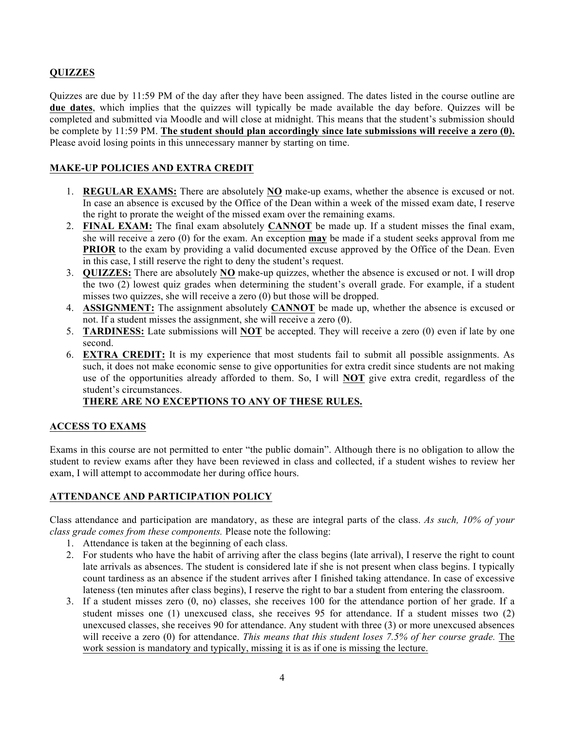## QUIZZES

Quizzes are due by 11:59 PM of the day after they have been assigned. The dates listed in the course outline are **due dates**, which implies that the quizzes will typically be made available the day before. Quizzes will be completed and submitted via Moodle and will close at midnight. This means that the student's submission should be complete by 11:59 PM. **The student should plan accordingly since late submissions will receive a zero (0).** Please avoid losing points in this unnecessary manner by starting on time.

## MAKE-UP POLICIES AND EXTRA CREDIT

1. **REGULAR EXAMS:** There are absolutely **NO** make-up exams, whether the absence is excused or not. In case an absence is excused by the Office of the Dean within a week of the missed exam date, I reserve the right to prorate the weight of the missed exam over the remaining exams.
2. **FINAL EXAM:** The final exam absolutely **CANNOT** be made up. If a student misses the final exam, she will receive a zero (0) for the exam. An exception **may** be made if a student seeks approval from me **PRIOR** to the exam by providing a valid documented excuse approved by the Office of the Dean. Even in this case, I still reserve the right to deny the student's request.
3. **QUIZZES:** There are absolutely **NO** make-up quizzes, whether the absence is excused or not. I will drop the two (2) lowest quiz grades when determining the student's overall grade. For example, if a student misses two quizzes, she will receive a zero (0) but those will be dropped.
4. **ASSIGNMENT:** The assignment absolutely **CANNOT** be made up, whether the absence is excused or not. If a student misses the assignment, she will receive a zero (0).
5. **TARDINESS:** Late submissions will **NOT** be accepted. They will receive a zero (0) even if late by one second.
6. **EXTRA CREDIT:** It is my experience that most students fail to submit all possible assignments. As such, it does not make economic sense to give opportunities for extra credit since students are not making use of the opportunities already afforded to them. So, I will **NOT** give extra credit, regardless of the student's circumstances.

   **THERE ARE NO EXCEPTIONS TO ANY OF THESE RULES.**

## ACCESS TO EXAMS

Exams in this course are not permitted to enter "the public domain". Although there is no obligation to allow the student to review exams after they have been reviewed in class and collected, if a student wishes to review her exam, I will attempt to accommodate her during office hours.

## ATTENDANCE AND PARTICIPATION POLICY

Class attendance and participation are mandatory, as these are integral parts of the class. *As such, 10% of your class grade comes from these components.* Please note the following:

1. Attendance is taken at the beginning of each class.
2. For students who have the habit of arriving after the class begins (late arrival), I reserve the right to count late arrivals as absences. The student is considered late if she is not present when class begins. I typically count tardiness as an absence if the student arrives after I finished taking attendance. In case of excessive lateness (ten minutes after class begins), I reserve the right to bar a student from entering the classroom.
3. If a student misses zero (0, no) classes, she receives 100 for the attendance portion of her grade. If a student misses one (1) unexcused class, she receives 95 for attendance. If a student misses two (2) unexcused classes, she receives 90 for attendance. Any student with three (3) or more unexcused absences will receive a zero (0) for attendance. *This means that this student loses 7.5% of her course grade.* The work session is mandatory and typically, missing it is as if one is missing the lecture.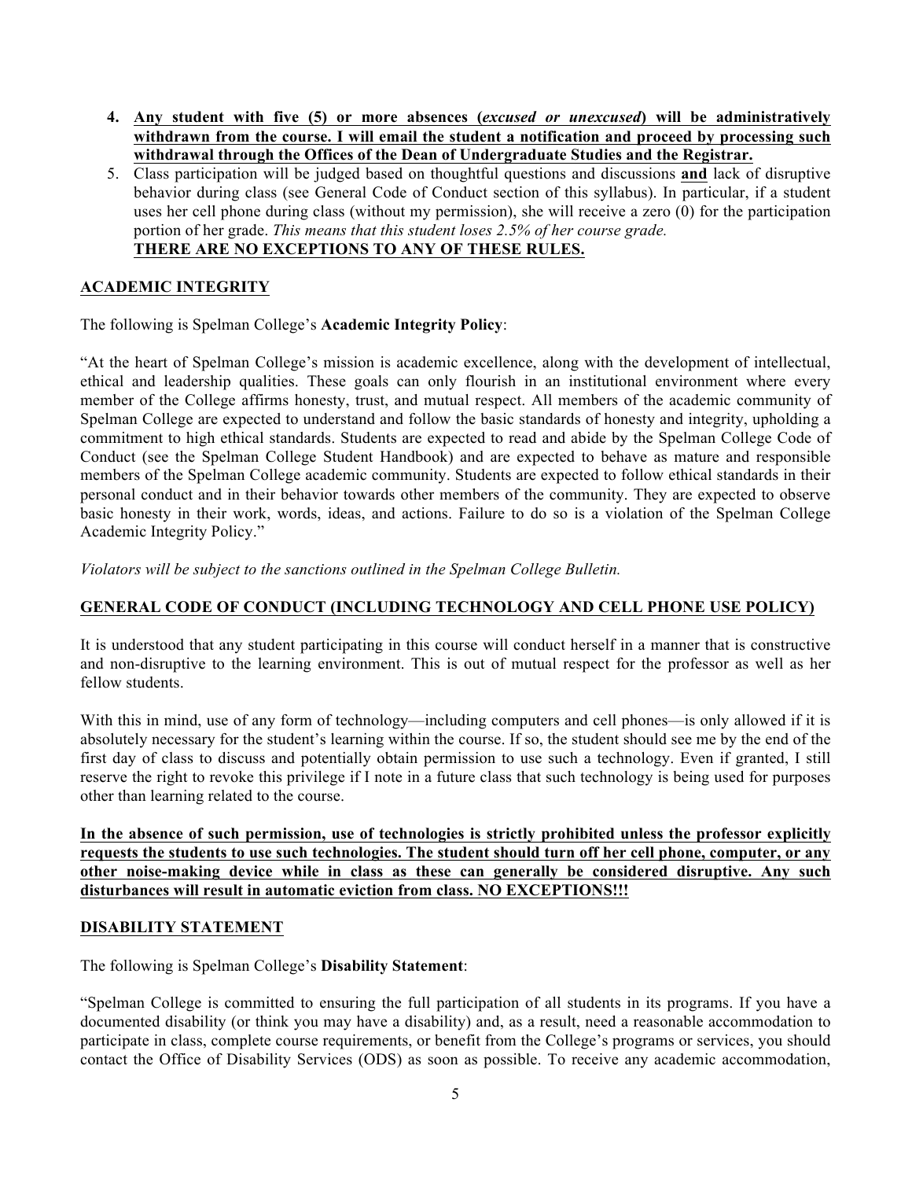4. **Any student with five (5) or more absences (*excused or unexcused*) will be administratively withdrawn from the course. I will email the student a notification and proceed by processing such withdrawal through the Offices of the Dean of Undergraduate Studies and the Registrar.**
5. Class participation will be judged based on thoughtful questions and discussions **and** lack of disruptive behavior during class (see General Code of Conduct section of this syllabus). In particular, if a student uses her cell phone during class (without my permission), she will receive a zero (0) for the participation portion of her grade. *This means that this student loses 2.5% of her course grade.*
   **THERE ARE NO EXCEPTIONS TO ANY OF THESE RULES.**

## ACADEMIC INTEGRITY

The following is Spelman College's **Academic Integrity Policy**:

"At the heart of Spelman College's mission is academic excellence, along with the development of intellectual, ethical and leadership qualities. These goals can only flourish in an institutional environment where every member of the College affirms honesty, trust, and mutual respect. All members of the academic community of Spelman College are expected to understand and follow the basic standards of honesty and integrity, upholding a commitment to high ethical standards. Students are expected to read and abide by the Spelman College Code of Conduct (see the Spelman College Student Handbook) and are expected to behave as mature and responsible members of the Spelman College academic community. Students are expected to follow ethical standards in their personal conduct and in their behavior towards other members of the community. They are expected to observe basic honesty in their work, words, ideas, and actions. Failure to do so is a violation of the Spelman College Academic Integrity Policy."

*Violators will be subject to the sanctions outlined in the Spelman College Bulletin.*

## GENERAL CODE OF CONDUCT (INCLUDING TECHNOLOGY AND CELL PHONE USE POLICY)

It is understood that any student participating in this course will conduct herself in a manner that is constructive and non-disruptive to the learning environment. This is out of mutual respect for the professor as well as her fellow students.

With this in mind, use of any form of technology—including computers and cell phones—is only allowed if it is absolutely necessary for the student's learning within the course. If so, the student should see me by the end of the first day of class to discuss and potentially obtain permission to use such a technology. Even if granted, I still reserve the right to revoke this privilege if I note in a future class that such technology is being used for purposes other than learning related to the course.

**In the absence of such permission, use of technologies is strictly prohibited unless the professor explicitly requests the students to use such technologies. The student should turn off her cell phone, computer, or any other noise-making device while in class as these can generally be considered disruptive. Any such disturbances will result in automatic eviction from class. NO EXCEPTIONS!!!**

## DISABILITY STATEMENT

The following is Spelman College's **Disability Statement**:

"Spelman College is committed to ensuring the full participation of all students in its programs. If you have a documented disability (or think you may have a disability) and, as a result, need a reasonable accommodation to participate in class, complete course requirements, or benefit from the College's programs or services, you should contact the Office of Disability Services (ODS) as soon as possible. To receive any academic accommodation,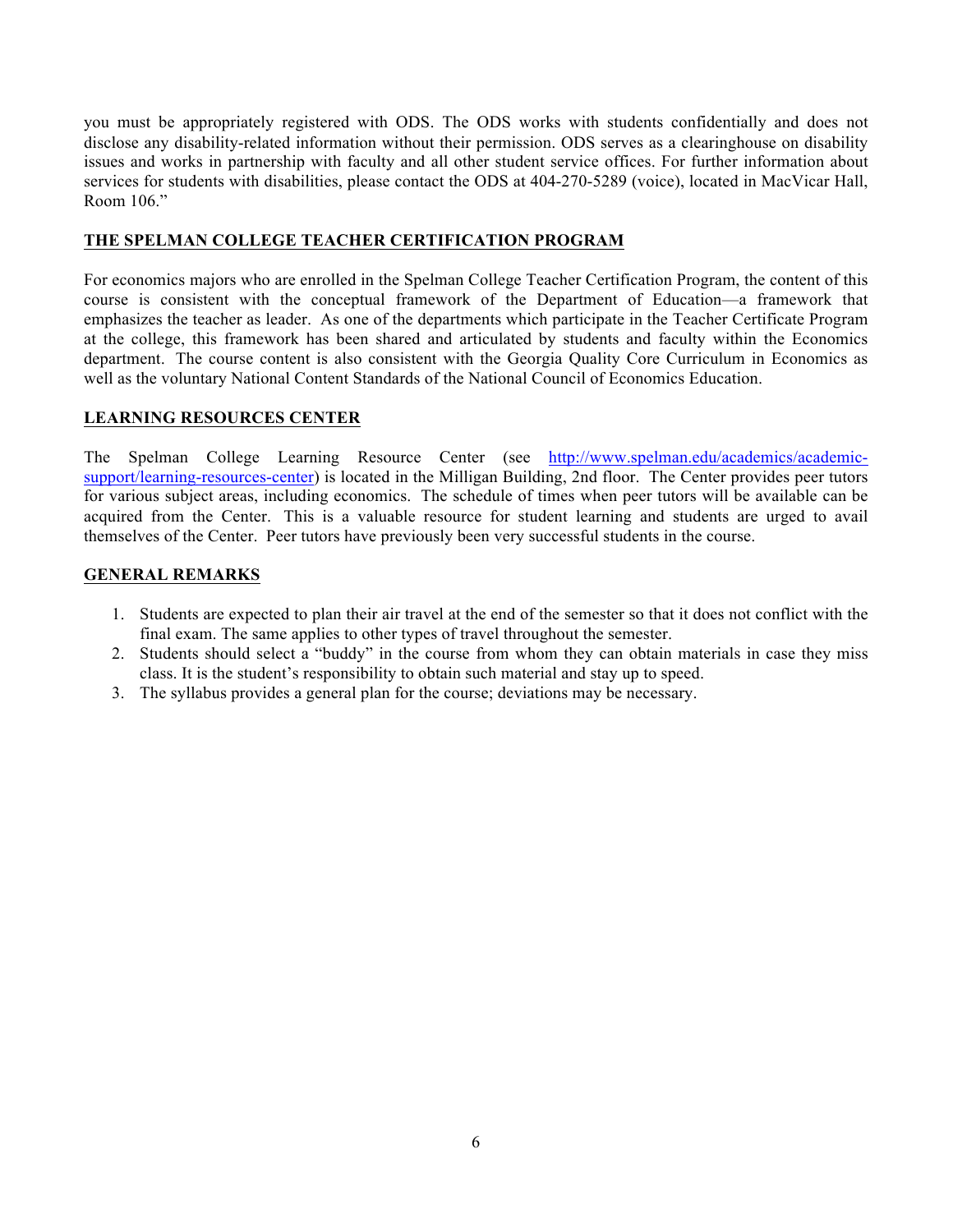you must be appropriately registered with ODS. The ODS works with students confidentially and does not disclose any disability-related information without their permission. ODS serves as a clearinghouse on disability issues and works in partnership with faculty and all other student service offices. For further information about services for students with disabilities, please contact the ODS at 404-270-5289 (voice), located in MacVicar Hall, Room 106."

## THE SPELMAN COLLEGE TEACHER CERTIFICATION PROGRAM

For economics majors who are enrolled in the Spelman College Teacher Certification Program, the content of this course is consistent with the conceptual framework of the Department of Education—a framework that emphasizes the teacher as leader. As one of the departments which participate in the Teacher Certificate Program at the college, this framework has been shared and articulated by students and faculty within the Economics department. The course content is also consistent with the Georgia Quality Core Curriculum in Economics as well as the voluntary National Content Standards of the National Council of Economics Education.

## LEARNING RESOURCES CENTER

The Spelman College Learning Resource Center (see [http://www.spelman.edu/academics/academic-support/learning-resources-center](http://www.spelman.edu/academics/academic-support/learning-resources-center)) is located in the Milligan Building, 2nd floor. The Center provides peer tutors for various subject areas, including economics. The schedule of times when peer tutors will be available can be acquired from the Center. This is a valuable resource for student learning and students are urged to avail themselves of the Center. Peer tutors have previously been very successful students in the course.

## GENERAL REMARKS

1. Students are expected to plan their air travel at the end of the semester so that it does not conflict with the final exam. The same applies to other types of travel throughout the semester.
2. Students should select a "buddy" in the course from whom they can obtain materials in case they miss class. It is the student's responsibility to obtain such material and stay up to speed.
3. The syllabus provides a general plan for the course; deviations may be necessary.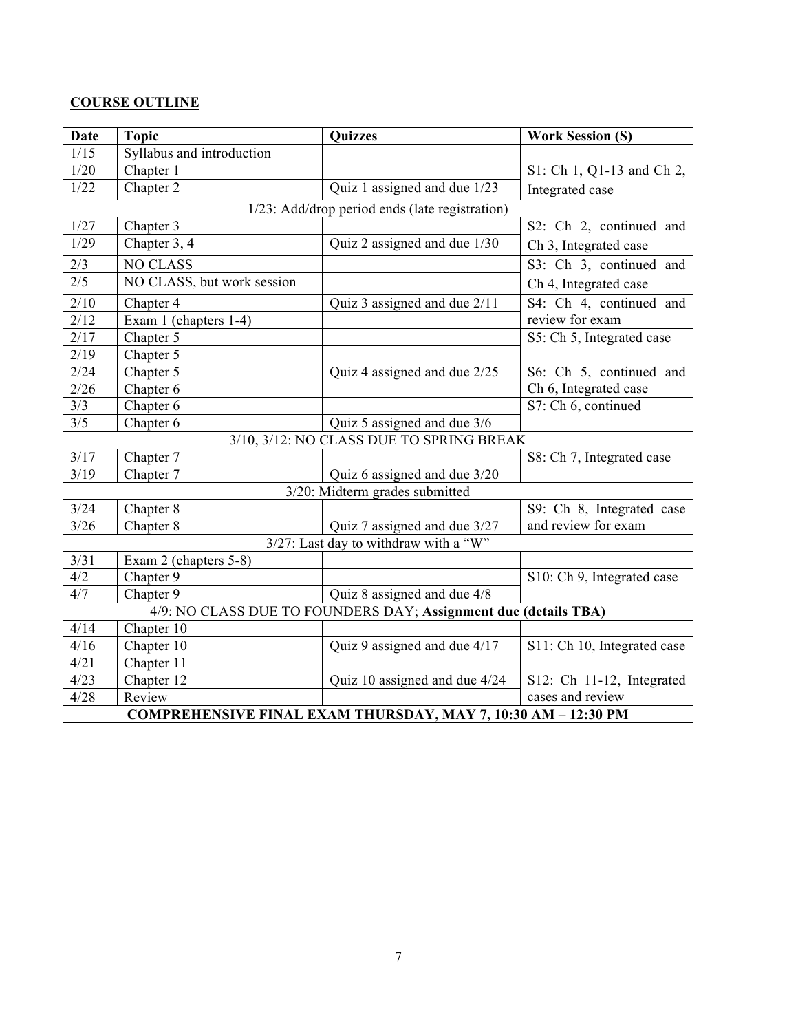**COURSE OUTLINE**

| Date | Topic | Quizzes | Work Session (S) |
|---|---|---|---|
| 1/15 | Syllabus and introduction | | |
| 1/20 | Chapter 1 | | S1: Ch 1, Q1-13 and Ch 2, Integrated case |
| 1/22 | Chapter 2 | Quiz 1 assigned and due 1/23 | |
| 1/23: Add/drop period ends (late registration) | | | |
| 1/27 | Chapter 3 | | S2: Ch 2, continued and Ch 3, Integrated case |
| 1/29 | Chapter 3, 4 | Quiz 2 assigned and due 1/30 | |
| 2/3 | NO CLASS | | S3: Ch 3, continued and Ch 4, Integrated case |
| 2/5 | NO CLASS, but work session | | |
| 2/10 | Chapter 4 | Quiz 3 assigned and due 2/11 | S4: Ch 4, continued and review for exam |
| 2/12 | Exam 1 (chapters 1-4) | | |
| 2/17 | Chapter 5 | | S5: Ch 5, Integrated case |
| 2/19 | Chapter 5 | | |
| 2/24 | Chapter 5 | Quiz 4 assigned and due 2/25 | S6: Ch 5, continued and Ch 6, Integrated case |
| 2/26 | Chapter 6 | | |
| 3/3 | Chapter 6 | | S7: Ch 6, continued |
| 3/5 | Chapter 6 | Quiz 5 assigned and due 3/6 | |
| 3/10, 3/12: NO CLASS DUE TO SPRING BREAK | | | |
| 3/17 | Chapter 7 | | S8: Ch 7, Integrated case |
| 3/19 | Chapter 7 | Quiz 6 assigned and due 3/20 | |
| 3/20: Midterm grades submitted | | | |
| 3/24 | Chapter 8 | | S9: Ch 8, Integrated case and review for exam |
| 3/26 | Chapter 8 | Quiz 7 assigned and due 3/27 | |
| 3/27: Last day to withdraw with a "W" | | | |
| 3/31 | Exam 2 (chapters 5-8) | | |
| 4/2 | Chapter 9 | | S10: Ch 9, Integrated case |
| 4/7 | Chapter 9 | Quiz 8 assigned and due 4/8 | |
| 4/9: NO CLASS DUE TO FOUNDERS DAY; **Assignment due (details TBA)** | | | |
| 4/14 | Chapter 10 | | |
| 4/16 | Chapter 10 | Quiz 9 assigned and due 4/17 | S11: Ch 10, Integrated case |
| 4/21 | Chapter 11 | | |
| 4/23 | Chapter 12 | Quiz 10 assigned and due 4/24 | S12: Ch 11-12, Integrated cases and review |
| 4/28 | Review | | |
| **COMPREHENSIVE FINAL EXAM THURSDAY, MAY 7, 10:30 AM – 12:30 PM** | | | |